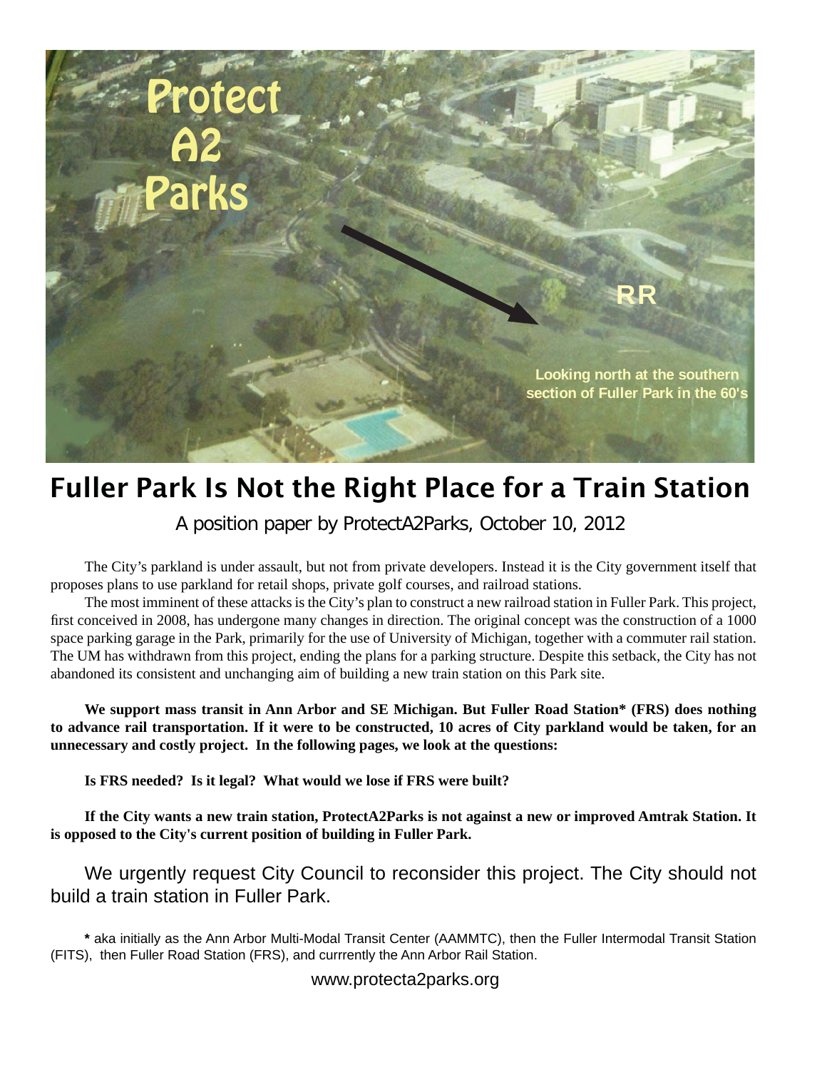# Fuller Park Is Not the Right Place for a Train Station

A position paper by ProtectA2Parks, October 10, 2012

The City's parkland is under assault, but not from private developers. Instead it is the City government itself that proposes plans to use parkland for retail shops, private golf courses, and railroad stations.

The most imminent of these attacks is the City's plan to construct a new railroad station in Fuller Park. This project, first conceived in 2008, has undergone many changes in direction. The original concept was the construction of a 1000 space parking garage in the Park, primarily for the use of University of Michigan, together with a commuter rail station. The UM has withdrawn from this project, ending the plans for a parking structure. Despite this setback, the City has not abandoned its consistent and unchanging aim of building a new train station on this Park site.

**We support mass transit in Ann Arbor and SE Michigan. But Fuller Road Station* (FRS) does nothing to advance rail transportation. If it were to be constructed, 10 acres of City parkland would be taken, for an unnecessary and costly project. In the following pages, we look at the questions:**

**Is FRS needed? Is it legal? What would we lose if FRS were built?**

**If the City wants a new train station, ProtectA2Parks is not against a new or improved Amtrak Station. It is opposed to the City's current position of building in Fuller Park.**

We urgently request City Council to reconsider this project. The City should not build a train station in Fuller Park.

**\*** aka initially as the Ann Arbor Multi-Modal Transit Center (AAMMTC), then the Fuller Intermodal Transit Station (FITS), then Fuller Road Station (FRS), and currrently the Ann Arbor Rail Station.

www.protecta2parks.org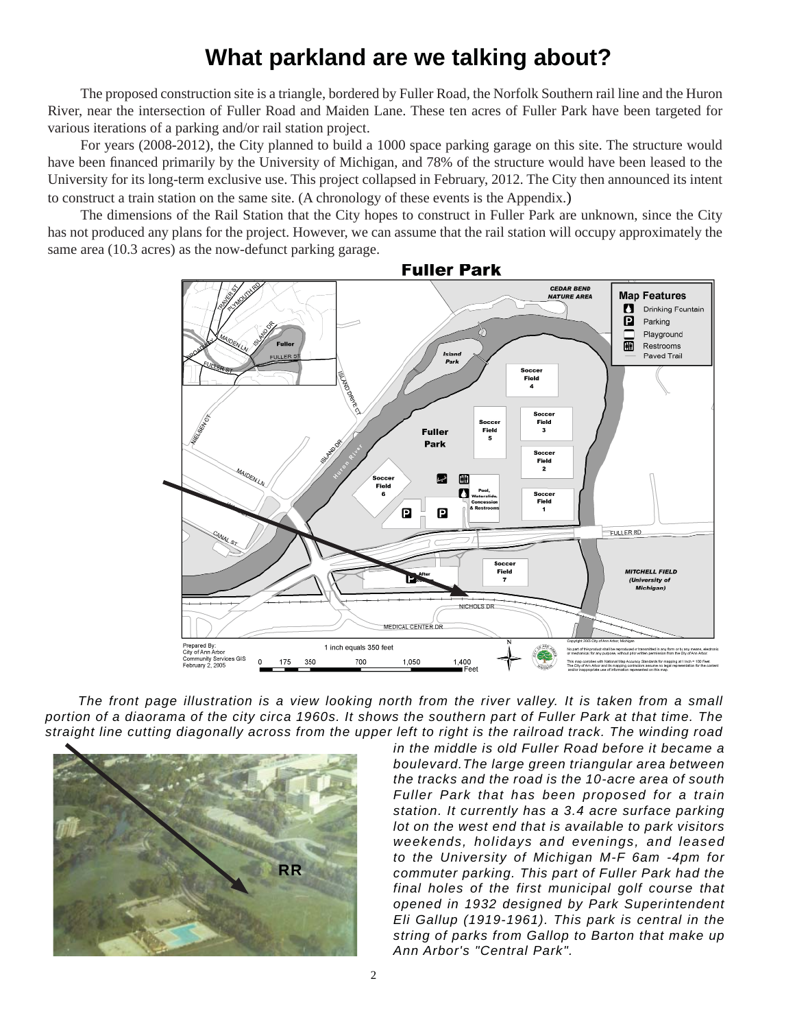# What parkland are we talking about?

The proposed construction site is a triangle, bordered by Fuller Road, the Norfolk Southern rail line and the Huron River, near the intersection of Fuller Road and Maiden Lane. These ten acres of Fuller Park have been targeted for various iterations of a parking and/or rail station project.

For years (2008-2012), the City planned to build a 1000 space parking garage on this site. The structure would have been financed primarily by the University of Michigan, and 78% of the structure would have been leased to the University for its long-term exclusive use. This project collapsed in February, 2012. The City then announced its intent to construct a train station on the same site. (A chronology of these events is the Appendix.)

The dimensions of the Rail Station that the City hopes to construct in Fuller Park are unknown, since the City has not produced any plans for the project. However, we can assume that the rail station will occupy approximately the same area (10.3 acres) as the now-defunct parking garage.

**Fuller Park**

*The front page illustration is a view looking north from the river valley. It is taken from a small portion of a diorama of the city circa 1960s. It shows the southern part of Fuller Park at that time. The straight line cutting diagonally across from the upper left to right is the railroad track. The winding road in the middle is old Fuller Road before it became a boulevard. The large green triangular area between the tracks and the road is the 10-acre area of south Fuller Park that has been proposed for a train station. It currently has a 3.4 acre surface parking lot on the west end that is available to park visitors weekends, holidays and evenings, and leased to the University of Michigan M-F 6am -4pm for commuter parking. This part of Fuller Park had the final holes of the first municipal golf course that opened in 1932 designed by Park Superintendent Eli Gallup (1919-1961). This park is central in the string of parks from Gallop to Barton that make up Ann Arbor's "Central Park".*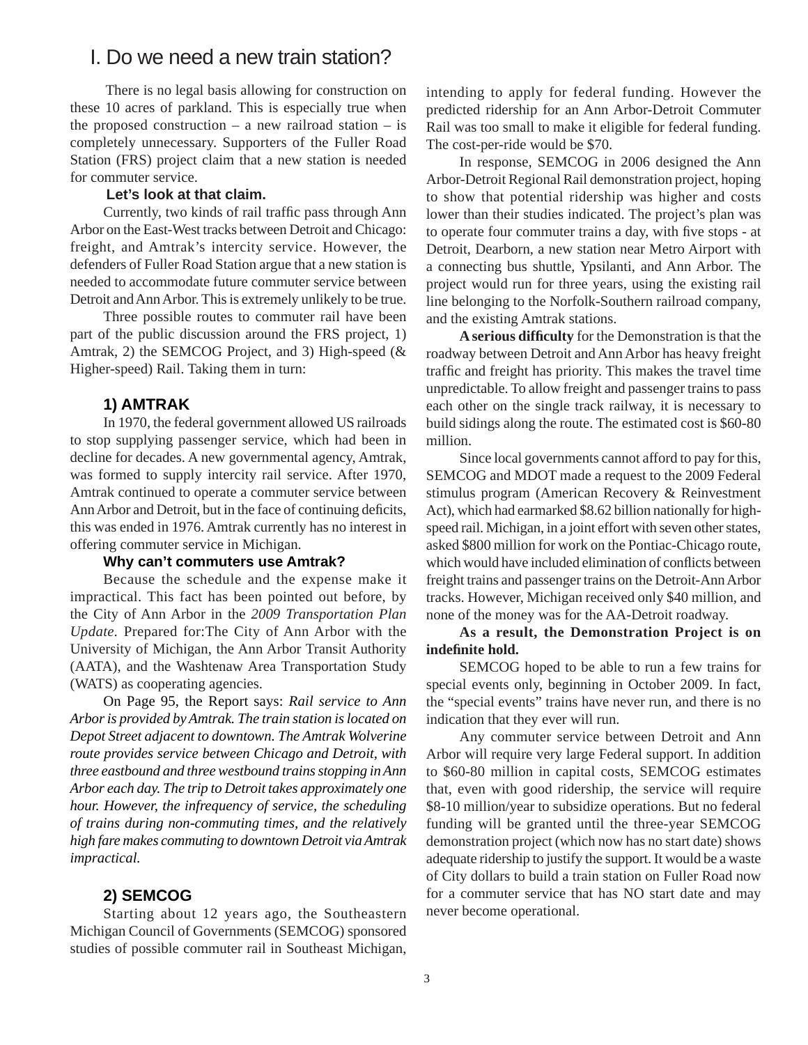# I. Do we need a new train station?

There is no legal basis allowing for construction on these 10 acres of parkland. This is especially true when the proposed construction – a new railroad station – is completely unnecessary. Supporters of the Fuller Road Station (FRS) project claim that a new station is needed for commuter service.

**Let's look at that claim.**

Currently, two kinds of rail traffic pass through Ann Arbor on the East-West tracks between Detroit and Chicago: freight, and Amtrak's intercity service. However, the defenders of Fuller Road Station argue that a new station is needed to accommodate future commuter service between Detroit and Ann Arbor. This is extremely unlikely to be true.

Three possible routes to commuter rail have been part of the public discussion around the FRS project, 1) Amtrak, 2) the SEMCOG Project, and 3) High-speed (& Higher-speed) Rail. Taking them in turn:

### 1) AMTRAK

In 1970, the federal government allowed US railroads to stop supplying passenger service, which had been in decline for decades. A new governmental agency, Amtrak, was formed to supply intercity rail service. After 1970, Amtrak continued to operate a commuter service between Ann Arbor and Detroit, but in the face of continuing deficits, this was ended in 1976. Amtrak currently has no interest in offering commuter service in Michigan.

**Why can't commuters use Amtrak?**

Because the schedule and the expense make it impractical. This fact has been pointed out before, by the City of Ann Arbor in the *2009 Transportation Plan Update*. Prepared for:The City of Ann Arbor with the University of Michigan, the Ann Arbor Transit Authority (AATA), and the Washtenaw Area Transportation Study (WATS) as cooperating agencies.

On Page 95, the Report says: *Rail service to Ann Arbor is provided by Amtrak. The train station is located on Depot Street adjacent to downtown. The Amtrak Wolverine route provides service between Chicago and Detroit, with three eastbound and three westbound trains stopping in Ann Arbor each day. The trip to Detroit takes approximately one hour. However, the infrequency of service, the scheduling of trains during non-commuting times, and the relatively high fare makes commuting to downtown Detroit via Amtrak impractical.*

### 2) SEMCOG

Starting about 12 years ago, the Southeastern Michigan Council of Governments (SEMCOG) sponsored studies of possible commuter rail in Southeast Michigan, intending to apply for federal funding. However the predicted ridership for an Ann Arbor-Detroit Commuter Rail was too small to make it eligible for federal funding. The cost-per-ride would be $70.

In response, SEMCOG in 2006 designed the Ann Arbor-Detroit Regional Rail demonstration project, hoping to show that potential ridership was higher and costs lower than their studies indicated. The project's plan was to operate four commuter trains a day, with five stops - at Detroit, Dearborn, a new station near Metro Airport with a connecting bus shuttle, Ypsilanti, and Ann Arbor. The project would run for three years, using the existing rail line belonging to the Norfolk-Southern railroad company, and the existing Amtrak stations.

**A serious difficulty** for the Demonstration is that the roadway between Detroit and Ann Arbor has heavy freight traffic and freight has priority. This makes the travel time unpredictable. To allow freight and passenger trains to pass each other on the single track railway, it is necessary to build sidings along the route. The estimated cost is $60-80 million.

Since local governments cannot afford to pay for this, SEMCOG and MDOT made a request to the 2009 Federal stimulus program (American Recovery & Reinvestment Act), which had earmarked $8.62 billion nationally for high-speed rail. Michigan, in a joint effort with seven other states, asked $800 million for work on the Pontiac-Chicago route, which would have included elimination of conflicts between freight trains and passenger trains on the Detroit-Ann Arbor tracks. However, Michigan received only $40 million, and none of the money was for the AA-Detroit roadway.

**As a result, the Demonstration Project is on indefinite hold.**

SEMCOG hoped to be able to run a few trains for special events only, beginning in October 2009. In fact, the "special events" trains have never run, and there is no indication that they ever will run.

Any commuter service between Detroit and Ann Arbor will require very large Federal support. In addition to $60-80 million in capital costs, SEMCOG estimates that, even with good ridership, the service will require $8-10 million/year to subsidize operations. But no federal funding will be granted until the three-year SEMCOG demonstration project (which now has no start date) shows adequate ridership to justify the support. It would be a waste of City dollars to build a train station on Fuller Road now for a commuter service that has NO start date and may never become operational.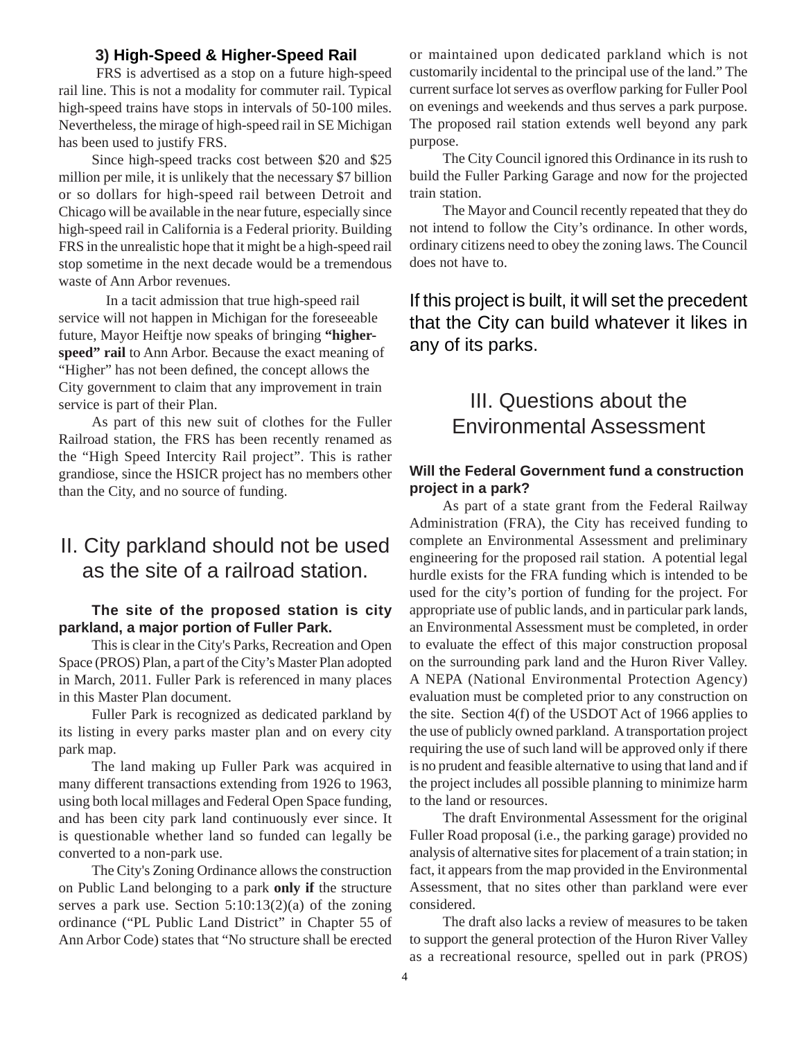### 3) High-Speed & Higher-Speed Rail

FRS is advertised as a stop on a future high-speed rail line. This is not a modality for commuter rail. Typical high-speed trains have stops in intervals of 50-100 miles. Nevertheless, the mirage of high-speed rail in SE Michigan has been used to justify FRS.

Since high-speed tracks cost between $20 and $25 million per mile, it is unlikely that the necessary $7 billion or so dollars for high-speed rail between Detroit and Chicago will be available in the near future, especially since high-speed rail in California is a Federal priority. Building FRS in the unrealistic hope that it might be a high-speed rail stop sometime in the next decade would be a tremendous waste of Ann Arbor revenues.

In a tacit admission that true high-speed rail service will not happen in Michigan for the foreseeable future, Mayor Heiftje now speaks of bringing **"higher-speed" rail** to Ann Arbor. Because the exact meaning of "Higher" has not been defined, the concept allows the City government to claim that any improvement in train service is part of their Plan.

As part of this new suit of clothes for the Fuller Railroad station, the FRS has been recently renamed as the "High Speed Intercity Rail project". This is rather grandiose, since the HSICR project has no members other than the City, and no source of funding.

# II. City parkland should not be used as the site of a railroad station.

**The site of the proposed station is city parkland, a major portion of Fuller Park.**

This is clear in the City's Parks, Recreation and Open Space (PROS) Plan, a part of the City's Master Plan adopted in March, 2011. Fuller Park is referenced in many places in this Master Plan document.

Fuller Park is recognized as dedicated parkland by its listing in every parks master plan and on every city park map.

The land making up Fuller Park was acquired in many different transactions extending from 1926 to 1963, using both local millages and Federal Open Space funding, and has been city park land continuously ever since. It is questionable whether land so funded can legally be converted to a non-park use.

The City's Zoning Ordinance allows the construction on Public Land belonging to a park **only if** the structure serves a park use. Section 5:10:13(2)(a) of the zoning ordinance ("PL Public Land District" in Chapter 55 of Ann Arbor Code) states that "No structure shall be erected or maintained upon dedicated parkland which is not customarily incidental to the principal use of the land." The current surface lot serves as overflow parking for Fuller Pool on evenings and weekends and thus serves a park purpose. The proposed rail station extends well beyond any park purpose.

The City Council ignored this Ordinance in its rush to build the Fuller Parking Garage and now for the projected train station.

The Mayor and Council recently repeated that they do not intend to follow the City's ordinance. In other words, ordinary citizens need to obey the zoning laws. The Council does not have to.

If this project is built, it will set the precedent that the City can build whatever it likes in any of its parks.

# III. Questions about the Environmental Assessment

**Will the Federal Government fund a construction project in a park?**

As part of a state grant from the Federal Railway Administration (FRA), the City has received funding to complete an Environmental Assessment and preliminary engineering for the proposed rail station. A potential legal hurdle exists for the FRA funding which is intended to be used for the city's portion of funding for the project. For appropriate use of public lands, and in particular park lands, an Environmental Assessment must be completed, in order to evaluate the effect of this major construction proposal on the surrounding park land and the Huron River Valley. A NEPA (National Environmental Protection Agency) evaluation must be completed prior to any construction on the site. Section 4(f) of the USDOT Act of 1966 applies to the use of publicly owned parkland. A transportation project requiring the use of such land will be approved only if there is no prudent and feasible alternative to using that land and if the project includes all possible planning to minimize harm to the land or resources.

The draft Environmental Assessment for the original Fuller Road proposal (i.e., the parking garage) provided no analysis of alternative sites for placement of a train station; in fact, it appears from the map provided in the Environmental Assessment, that no sites other than parkland were ever considered.

The draft also lacks a review of measures to be taken to support the general protection of the Huron River Valley as a recreational resource, spelled out in park (PROS)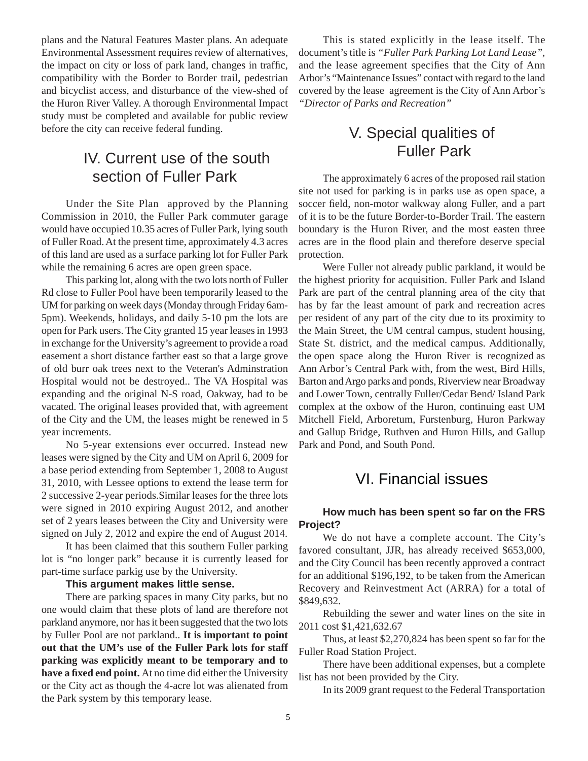plans and the Natural Features Master plans. An adequate Environmental Assessment requires review of alternatives, the impact on city or loss of park land, changes in traffic, compatibility with the Border to Border trail, pedestrian and bicyclist access, and disturbance of the view-shed of the Huron River Valley. A thorough Environmental Impact study must be completed and available for public review before the city can receive federal funding.

## IV. Current use of the south section of Fuller Park

Under the Site Plan approved by the Planning Commission in 2010, the Fuller Park commuter garage would have occupied 10.35 acres of Fuller Park, lying south of Fuller Road. At the present time, approximately 4.3 acres of this land are used as a surface parking lot for Fuller Park while the remaining 6 acres are open green space.

This parking lot, along with the two lots north of Fuller Rd close to Fuller Pool have been temporarily leased to the UM for parking on week days (Monday through Friday 6am-5pm). Weekends, holidays, and daily 5-10 pm the lots are open for Park users. The City granted 15 year leases in 1993 in exchange for the University's agreement to provide a road easement a short distance farther east so that a large grove of old burr oak trees next to the Veteran's Adminstration Hospital would not be destroyed.. The VA Hospital was expanding and the original N-S road, Oakway, had to be vacated. The original leases provided that, with agreement of the City and the UM, the leases might be renewed in 5 year increments.

No 5-year extensions ever occurred. Instead new leases were signed by the City and UM on April 6, 2009 for a base period extending from September 1, 2008 to August 31, 2010, with Lessee options to extend the lease term for 2 successive 2-year periods.Similar leases for the three lots were signed in 2010 expiring August 2012, and another set of 2 years leases between the City and University were signed on July 2, 2012 and expire the end of August 2014.

It has been claimed that this southern Fuller parking lot is "no longer park" because it is currently leased for part-time surface parkig use by the University.

**This argument makes little sense.**

There are parking spaces in many City parks, but no one would claim that these plots of land are therefore not parkland anymore, nor has it been suggested that the two lots by Fuller Pool are not parkland.. **It is important to point out that the UM's use of the Fuller Park lots for staff parking was explicitly meant to be temporary and to have a fixed end point.** At no time did either the University or the City act as though the 4-acre lot was alienated from the Park system by this temporary lease.

This is stated explicitly in the lease itself. The document's title is *"Fuller Park Parking Lot Land Lease"*, and the lease agreement specifies that the City of Ann Arbor's "Maintenance Issues" contact with regard to the land covered by the lease agreement is the City of Ann Arbor's *"Director of Parks and Recreation"*

## V. Special qualities of Fuller Park

The approximately 6 acres of the proposed rail station site not used for parking is in parks use as open space, a soccer field, non-motor walkway along Fuller, and a part of it is to be the future Border-to-Border Trail. The eastern boundary is the Huron River, and the most easten three acres are in the flood plain and therefore deserve special protection.

Were Fuller not already public parkland, it would be the highest priority for acquisition. Fuller Park and Island Park are part of the central planning area of the city that has by far the least amount of park and recreation acres per resident of any part of the city due to its proximity to the Main Street, the UM central campus, student housing, State St. district, and the medical campus. Additionally, the open space along the Huron River is recognized as Ann Arbor's Central Park with, from the west, Bird Hills, Barton and Argo parks and ponds, Riverview near Broadway and Lower Town, centrally Fuller/Cedar Bend/ Island Park complex at the oxbow of the Huron, continuing east UM Mitchell Field, Arboretum, Furstenburg, Huron Parkway and Gallup Bridge, Ruthven and Huron Hills, and Gallup Park and Pond, and South Pond.

## VI. Financial issues

**How much has been spent so far on the FRS Project?**

We do not have a complete account. The City's favored consultant, JJR, has already received $653,000, and the City Council has been recently approved a contract for an additional $196,192, to be taken from the American Recovery and Reinvestment Act (ARRA) for a total of $849,632.

Rebuilding the sewer and water lines on the site in 2011 cost $1,421,632.67

Thus, at least $2,270,824 has been spent so far for the Fuller Road Station Project.

There have been additional expenses, but a complete list has not been provided by the City.

In its 2009 grant request to the Federal Transportation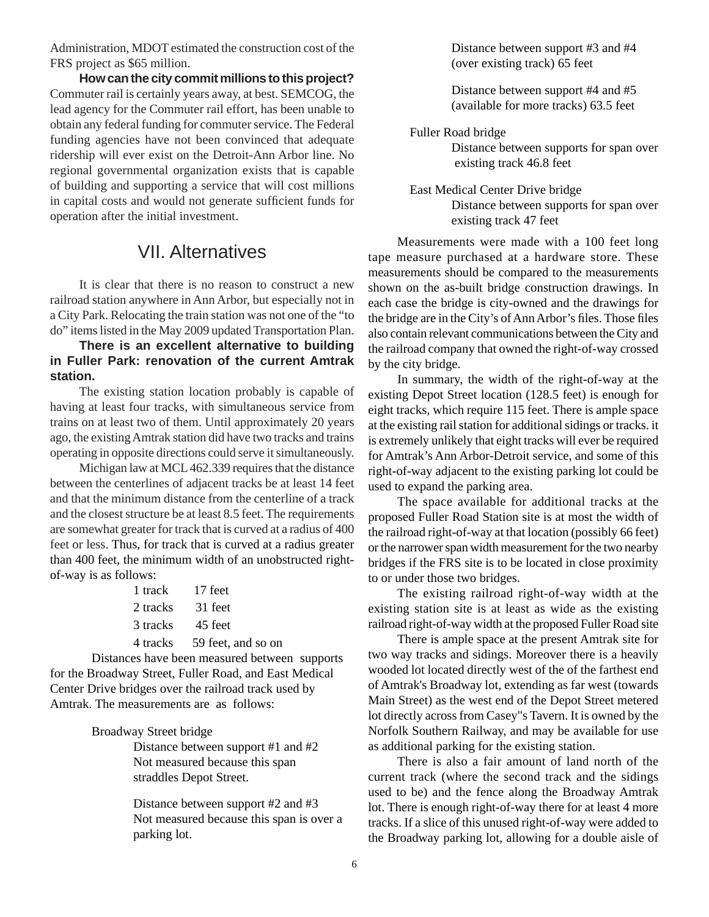Administration, MDOT estimated the construction cost of the FRS project as $65 million.

**How can the city commit millions to this project?** Commuter rail is certainly years away, at best. SEMCOG, the lead agency for the Commuter rail effort, has been unable to obtain any federal funding for commuter service. The Federal funding agencies have not been convinced that adequate ridership will ever exist on the Detroit-Ann Arbor line. No regional governmental organization exists that is capable of building and supporting a service that will cost millions in capital costs and would not generate sufficient funds for operation after the initial investment.

## VII. Alternatives

It is clear that there is no reason to construct a new railroad station anywhere in Ann Arbor, but especially not in a City Park. Relocating the train station was not one of the "to do" items listed in the May 2009 updated Transportation Plan.

**There is an excellent alternative to building in Fuller Park: renovation of the current Amtrak station.**

The existing station location probably is capable of having at least four tracks, with simultaneous service from trains on at least two of them. Until approximately 20 years ago, the existing Amtrak station did have two tracks and trains operating in opposite directions could serve it simultaneously.

Michigan law at MCL 462.339 requires that the distance between the centerlines of adjacent tracks be at least 14 feet and that the minimum distance from the centerline of a track and the closest structure be at least 8.5 feet. The requirements are somewhat greater for track that is curved at a radius of 400 feet or less. Thus, for track that is curved at a radius greater than 400 feet, the minimum width of an unobstructed right-of-way is as follows:

| | |
|---|---|
| 1 track | 17 feet |
| 2 tracks | 31 feet |
| 3 tracks | 45 feet |
| 4 tracks | 59 feet, and so on |

Distances have been measured between supports for the Broadway Street, Fuller Road, and East Medical Center Drive bridges over the railroad track used by Amtrak. The measurements are as follows:

Broadway Street bridge

> Distance between support #1 and #2
> Not measured because this span straddles Depot Street.
>
> Distance between support #2 and #3
> Not measured because this span is over a parking lot.
>
> Distance between support #3 and #4
> (over existing track) 65 feet
>
> Distance between support #4 and #5
> (available for more tracks) 63.5 feet

Fuller Road bridge

> Distance between supports for span over existing track 46.8 feet

East Medical Center Drive bridge

> Distance between supports for span over existing track 47 feet

Measurements were made with a 100 feet long tape measure purchased at a hardware store. These measurements should be compared to the measurements shown on the as-built bridge construction drawings. In each case the bridge is city-owned and the drawings for the bridge are in the City's of Ann Arbor's files. Those files also contain relevant communications between the City and the railroad company that owned the right-of-way crossed by the city bridge.

In summary, the width of the right-of-way at the existing Depot Street location (128.5 feet) is enough for eight tracks, which require 115 feet. There is ample space at the existing rail station for additional sidings or tracks. it is extremely unlikely that eight tracks will ever be required for Amtrak's Ann Arbor-Detroit service, and some of this right-of-way adjacent to the existing parking lot could be used to expand the parking area.

The space available for additional tracks at the proposed Fuller Road Station site is at most the width of the railroad right-of-way at that location (possibly 66 feet) or the narrower span width measurement for the two nearby bridges if the FRS site is to be located in close proximity to or under those two bridges.

The existing railroad right-of-way width at the existing station site is at least as wide as the existing railroad right-of-way width at the proposed Fuller Road site

There is ample space at the present Amtrak site for two way tracks and sidings. Moreover there is a heavily wooded lot located directly west of the of the farthest end of Amtrak's Broadway lot, extending as far west (towards Main Street) as the west end of the Depot Street metered lot directly across from Casey"s Tavern. It is owned by the Norfolk Southern Railway, and may be available for use as additional parking for the existing station.

There is also a fair amount of land north of the current track (where the second track and the sidings used to be) and the fence along the Broadway Amtrak lot. There is enough right-of-way there for at least 4 more tracks. If a slice of this unused right-of-way were added to the Broadway parking lot, allowing for a double aisle of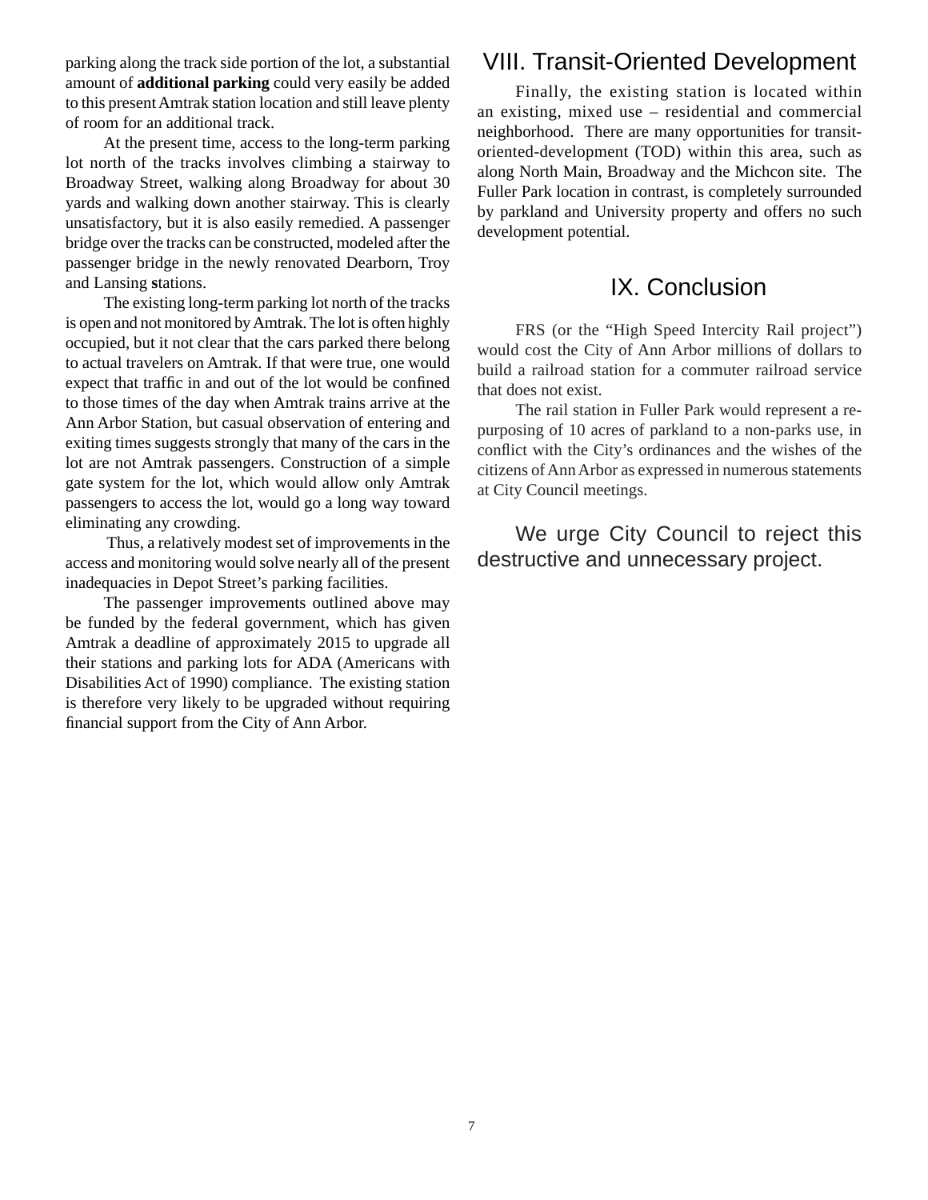parking along the track side portion of the lot, a substantial amount of **additional parking** could very easily be added to this present Amtrak station location and still leave plenty of room for an additional track.

At the present time, access to the long-term parking lot north of the tracks involves climbing a stairway to Broadway Street, walking along Broadway for about 30 yards and walking down another stairway. This is clearly unsatisfactory, but it is also easily remedied. A passenger bridge over the tracks can be constructed, modeled after the passenger bridge in the newly renovated Dearborn, Troy and Lansing **s**tations.

The existing long-term parking lot north of the tracks is open and not monitored by Amtrak. The lot is often highly occupied, but it not clear that the cars parked there belong to actual travelers on Amtrak. If that were true, one would expect that traffic in and out of the lot would be confined to those times of the day when Amtrak trains arrive at the Ann Arbor Station, but casual observation of entering and exiting times suggests strongly that many of the cars in the lot are not Amtrak passengers. Construction of a simple gate system for the lot, which would allow only Amtrak passengers to access the lot, would go a long way toward eliminating any crowding.

Thus, a relatively modest set of improvements in the access and monitoring would solve nearly all of the present inadequacies in Depot Street's parking facilities.

The passenger improvements outlined above may be funded by the federal government, which has given Amtrak a deadline of approximately 2015 to upgrade all their stations and parking lots for ADA (Americans with Disabilities Act of 1990) compliance. The existing station is therefore very likely to be upgraded without requiring financial support from the City of Ann Arbor.

## VIII. Transit-Oriented Development

Finally, the existing station is located within an existing, mixed use – residential and commercial neighborhood. There are many opportunities for transit-oriented-development (TOD) within this area, such as along North Main, Broadway and the Michcon site. The Fuller Park location in contrast, is completely surrounded by parkland and University property and offers no such development potential.

## IX. Conclusion

FRS (or the "High Speed Intercity Rail project") would cost the City of Ann Arbor millions of dollars to build a railroad station for a commuter railroad service that does not exist.

The rail station in Fuller Park would represent a re-purposing of 10 acres of parkland to a non-parks use, in conflict with the City's ordinances and the wishes of the citizens of Ann Arbor as expressed in numerous statements at City Council meetings.

We urge City Council to reject this destructive and unnecessary project.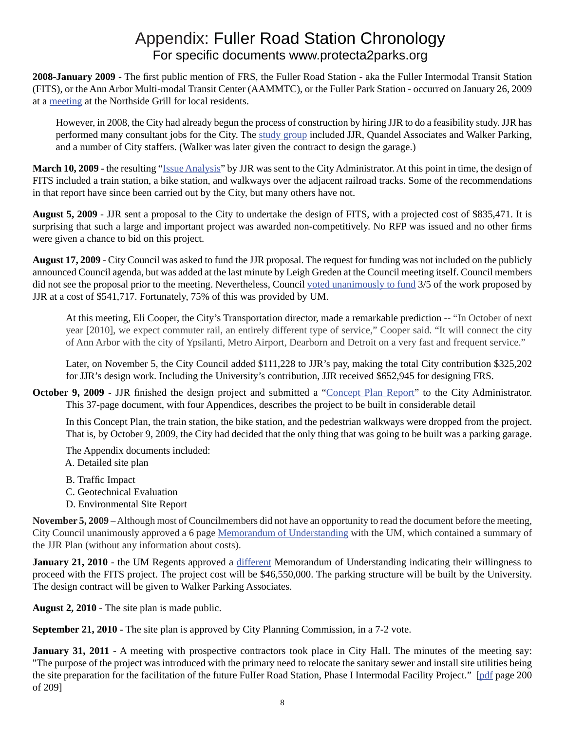# Appendix: Fuller Road Station Chronology

## For specific documents www.protecta2parks.org

**2008-January 2009** - The first public mention of FRS, the Fuller Road Station - aka the Fuller Intermodal Transit Station (FITS), or the Ann Arbor Multi-modal Transit Center (AAMMTC), or the Fuller Park Station - occurred on January 26, 2009 at a meeting at the Northside Grill for local residents.

> However, in 2008, the City had already begun the process of construction by hiring JJR to do a feasibility study. JJR has performed many consultant jobs for the City. The study group included JJR, Quandel Associates and Walker Parking, and a number of City staffers. (Walker was later given the contract to design the garage.)

**March 10, 2009** - the resulting "Issue Analysis" by JJR was sent to the City Administrator. At this point in time, the design of FITS included a train station, a bike station, and walkways over the adjacent railroad tracks. Some of the recommendations in that report have since been carried out by the City, but many others have not.

**August 5, 2009** - JJR sent a proposal to the City to undertake the design of FITS, with a projected cost of $835,471. It is surprising that such a large and important project was awarded non-competitively. No RFP was issued and no other firms were given a chance to bid on this project.

**August 17, 2009** - City Council was asked to fund the JJR proposal. The request for funding was not included on the publicly announced Council agenda, but was added at the last minute by Leigh Greden at the Council meeting itself. Council members did not see the proposal prior to the meeting. Nevertheless, Council voted unanimously to fund 3/5 of the work proposed by JJR at a cost of $541,717. Fortunately, 75% of this was provided by UM.

> At this meeting, Eli Cooper, the City's Transportation director, made a remarkable prediction -- "In October of next year [2010], we expect commuter rail, an entirely different type of service," Cooper said. "It will connect the city of Ann Arbor with the city of Ypsilanti, Metro Airport, Dearborn and Detroit on a very fast and frequent service."
>
> Later, on November 5, the City Council added $111,228 to JJR's pay, making the total City contribution $325,202 for JJR's design work. Including the University's contribution, JJR received $652,945 for designing FRS.

**October 9, 2009** - JJR finished the design project and submitted a "Concept Plan Report" to the City Administrator. This 37-page document, with four Appendices, describes the project to be built in considerable detail

> In this Concept Plan, the train station, the bike station, and the pedestrian walkways were dropped from the project. That is, by October 9, 2009, the City had decided that the only thing that was going to be built was a parking garage.
>
> The Appendix documents included:
>
> A. Detailed site plan
>
> B. Traffic Impact
>
> C. Geotechnical Evaluation
>
> D. Environmental Site Report

**November 5, 2009** – Although most of Councilmembers did not have an opportunity to read the document before the meeting, City Council unanimously approved a 6 page Memorandum of Understanding with the UM, which contained a summary of the JJR Plan (without any information about costs).

**January 21, 2010** - the UM Regents approved a different Memorandum of Understanding indicating their willingness to proceed with the FITS project. The project cost will be $46,550,000. The parking structure will be built by the University. The design contract will be given to Walker Parking Associates.

**August 2, 2010** - The site plan is made public.

**September 21, 2010** - The site plan is approved by City Planning Commission, in a 7-2 vote.

**January 31, 2011** - A meeting with prospective contractors took place in City Hall. The minutes of the meeting say: "The purpose of the project was introduced with the primary need to relocate the sanitary sewer and install site utilities being the site preparation for the facilitation of the future FulIer Road Station, Phase I Intermodal Facility Project." [pdf page 200 of 209]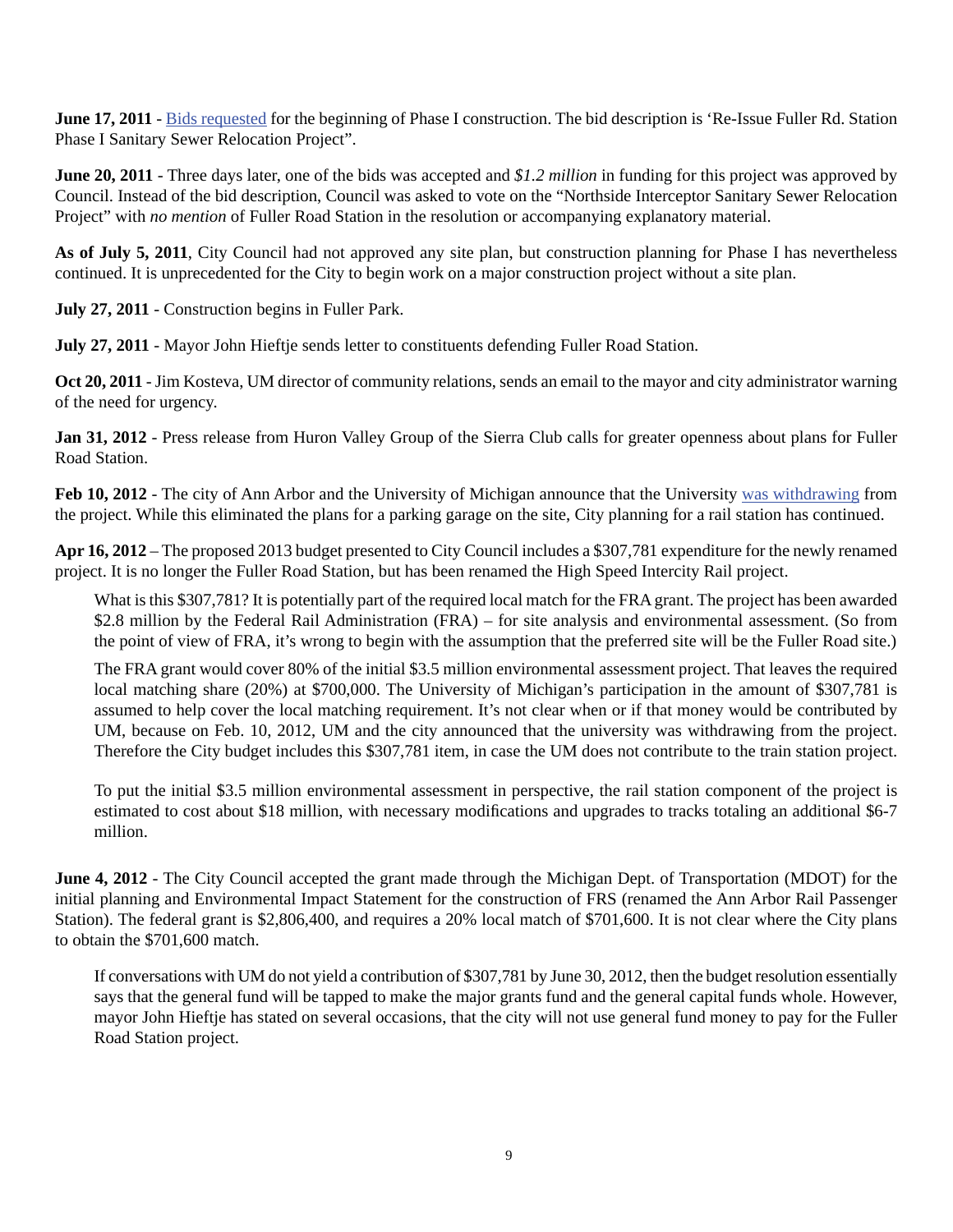**June 17, 2011** - Bids requested for the beginning of Phase I construction. The bid description is 'Re-Issue Fuller Rd. Station Phase I Sanitary Sewer Relocation Project".

**June 20, 2011** - Three days later, one of the bids was accepted and *$1.2 million* in funding for this project was approved by Council. Instead of the bid description, Council was asked to vote on the "Northside Interceptor Sanitary Sewer Relocation Project" with *no mention* of Fuller Road Station in the resolution or accompanying explanatory material.

**As of July 5, 2011**, City Council had not approved any site plan, but construction planning for Phase I has nevertheless continued. It is unprecedented for the City to begin work on a major construction project without a site plan.

**July 27, 2011** - Construction begins in Fuller Park.

**July 27, 2011** - Mayor John Hieftje sends letter to constituents defending Fuller Road Station.

**Oct 20, 2011** - Jim Kosteva, UM director of community relations, sends an email to the mayor and city administrator warning of the need for urgency.

**Jan 31, 2012** - Press release from Huron Valley Group of the Sierra Club calls for greater openness about plans for Fuller Road Station.

**Feb 10, 2012** - The city of Ann Arbor and the University of Michigan announce that the University was withdrawing from the project. While this eliminated the plans for a parking garage on the site, City planning for a rail station has continued.

**Apr 16, 2012** – The proposed 2013 budget presented to City Council includes a $307,781 expenditure for the newly renamed project. It is no longer the Fuller Road Station, but has been renamed the High Speed Intercity Rail project.

> What is this $307,781? It is potentially part of the required local match for the FRA grant. The project has been awarded $2.8 million by the Federal Rail Administration (FRA) – for site analysis and environmental assessment. (So from the point of view of FRA, it's wrong to begin with the assumption that the preferred site will be the Fuller Road site.)
>
> The FRA grant would cover 80% of the initial $3.5 million environmental assessment project. That leaves the required local matching share (20%) at $700,000. The University of Michigan's participation in the amount of $307,781 is assumed to help cover the local matching requirement. It's not clear when or if that money would be contributed by UM, because on Feb. 10, 2012, UM and the city announced that the university was withdrawing from the project. Therefore the City budget includes this $307,781 item, in case the UM does not contribute to the train station project.
>
> To put the initial $3.5 million environmental assessment in perspective, the rail station component of the project is estimated to cost about $18 million, with necessary modifications and upgrades to tracks totaling an additional $6-7 million.

**June 4, 2012** - The City Council accepted the grant made through the Michigan Dept. of Transportation (MDOT) for the initial planning and Environmental Impact Statement for the construction of FRS (renamed the Ann Arbor Rail Passenger Station). The federal grant is $2,806,400, and requires a 20% local match of $701,600. It is not clear where the City plans to obtain the $701,600 match.

> If conversations with UM do not yield a contribution of $307,781 by June 30, 2012, then the budget resolution essentially says that the general fund will be tapped to make the major grants fund and the general capital funds whole. However, mayor John Hieftje has stated on several occasions, that the city will not use general fund money to pay for the Fuller Road Station project.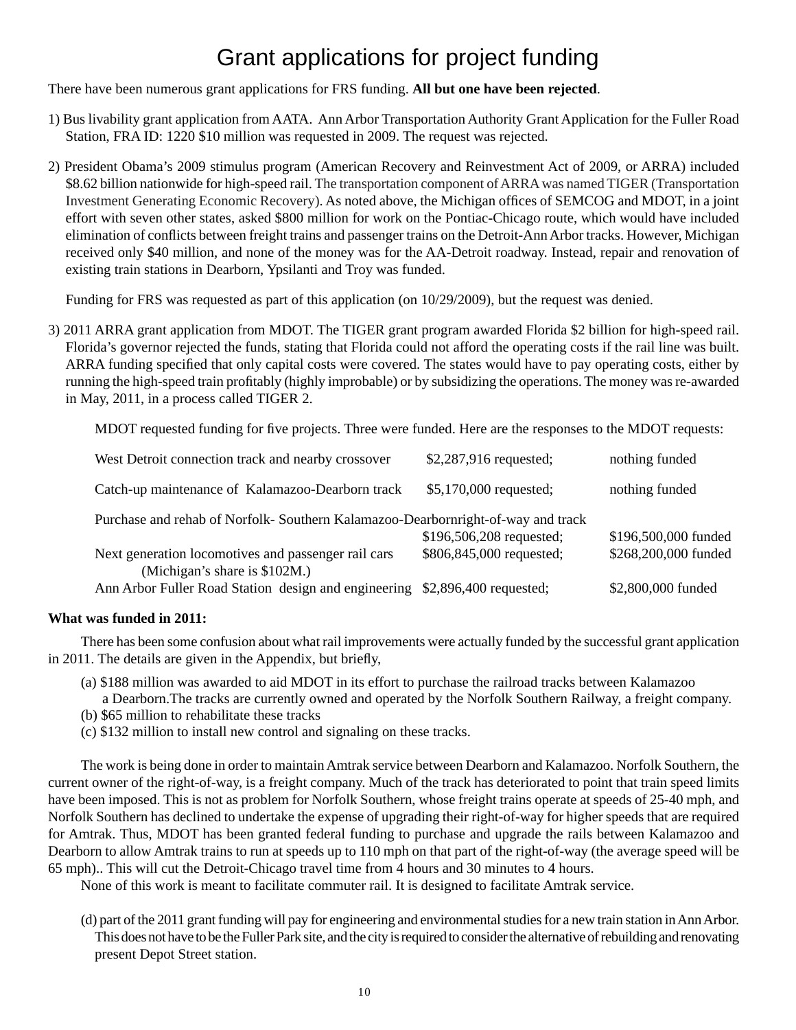# Grant applications for project funding

There have been numerous grant applications for FRS funding. **All but one have been rejected**.

1) Bus livability grant application from AATA. Ann Arbor Transportation Authority Grant Application for the Fuller Road Station, FRA ID: 1220 $10 million was requested in 2009. The request was rejected.

2) President Obama's 2009 stimulus program (American Recovery and Reinvestment Act of 2009, or ARRA) included $8.62 billion nationwide for high-speed rail. The transportation component of ARRA was named TIGER (Transportation Investment Generating Economic Recovery). As noted above, the Michigan offices of SEMCOG and MDOT, in a joint effort with seven other states, asked $800 million for work on the Pontiac-Chicago route, which would have included elimination of conflicts between freight trains and passenger trains on the Detroit-Ann Arbor tracks. However, Michigan received only $40 million, and none of the money was for the AA-Detroit roadway. Instead, repair and renovation of existing train stations in Dearborn, Ypsilanti and Troy was funded.

   Funding for FRS was requested as part of this application (on 10/29/2009), but the request was denied.

3) 2011 ARRA grant application from MDOT. The TIGER grant program awarded Florida $2 billion for high-speed rail. Florida's governor rejected the funds, stating that Florida could not afford the operating costs if the rail line was built. ARRA funding specified that only capital costs were covered. The states would have to pay operating costs, either by running the high-speed train profitably (highly improbable) or by subsidizing the operations. The money was re-awarded in May, 2011, in a process called TIGER 2.

   MDOT requested funding for five projects. Three were funded. Here are the responses to the MDOT requests:

| | | |
|---|---|---|
| West Detroit connection track and nearby crossover | $2,287,916 requested; | nothing funded |
| Catch-up maintenance of Kalamazoo-Dearborn track | $5,170,000 requested; | nothing funded |
| Purchase and rehab of Norfolk- Southern Kalamazoo-Dearbornright-of-way and track | $196,506,208 requested; | $196,500,000 funded |
| Next generation locomotives and passenger rail cars (Michigan's share is $102M.) | $806,845,000 requested; | $268,200,000 funded |
| Ann Arbor Fuller Road Station design and engineering | $2,896,400 requested; | $2,800,000 funded |

**What was funded in 2011:**

There has been some confusion about what rail improvements were actually funded by the successful grant application in 2011. The details are given in the Appendix, but briefly,

(a) $188 million was awarded to aid MDOT in its effort to purchase the railroad tracks between Kalamazoo a Dearborn.The tracks are currently owned and operated by the Norfolk Southern Railway, a freight company.
(b) $65 million to rehabilitate these tracks
(c) $132 million to install new control and signaling on these tracks.

The work is being done in order to maintain Amtrak service between Dearborn and Kalamazoo. Norfolk Southern, the current owner of the right-of-way, is a freight company. Much of the track has deteriorated to point that train speed limits have been imposed. This is not as problem for Norfolk Southern, whose freight trains operate at speeds of 25-40 mph, and Norfolk Southern has declined to undertake the expense of upgrading their right-of-way for higher speeds that are required for Amtrak. Thus, MDOT has been granted federal funding to purchase and upgrade the rails between Kalamazoo and Dearborn to allow Amtrak trains to run at speeds up to 110 mph on that part of the right-of-way (the average speed will be 65 mph).. This will cut the Detroit-Chicago travel time from 4 hours and 30 minutes to 4 hours.

None of this work is meant to facilitate commuter rail. It is designed to facilitate Amtrak service.

(d) part of the 2011 grant funding will pay for engineering and environmental studies for a new train station in Ann Arbor. This does not have to be the Fuller Park site, and the city is required to consider the alternative of rebuilding and renovating present Depot Street station.